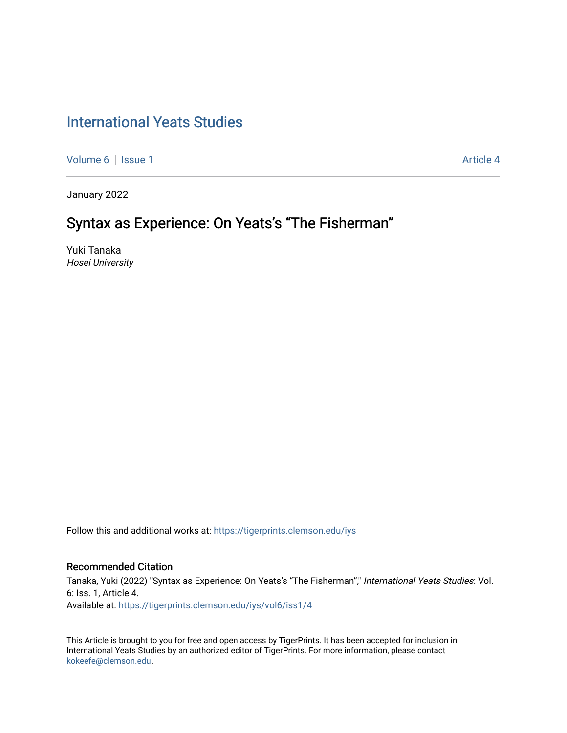# International Yeats Studies

Volume 6 | Issue 1 Article 4

January 2022

## Syntax as Experience: On Yeats's "The Fisherman"

Yuki Tanaka
*Hosei University*

Follow this and additional works at: https://tigerprints.clemson.edu/iys

### Recommended Citation

Tanaka, Yuki (2022) "Syntax as Experience: On Yeats's "The Fisherman"," *International Yeats Studies*: Vol. 6: Iss. 1, Article 4.
Available at: https://tigerprints.clemson.edu/iys/vol6/iss1/4

This Article is brought to you for free and open access by TigerPrints. It has been accepted for inclusion in International Yeats Studies by an authorized editor of TigerPrints. For more information, please contact kokeefe@clemson.edu.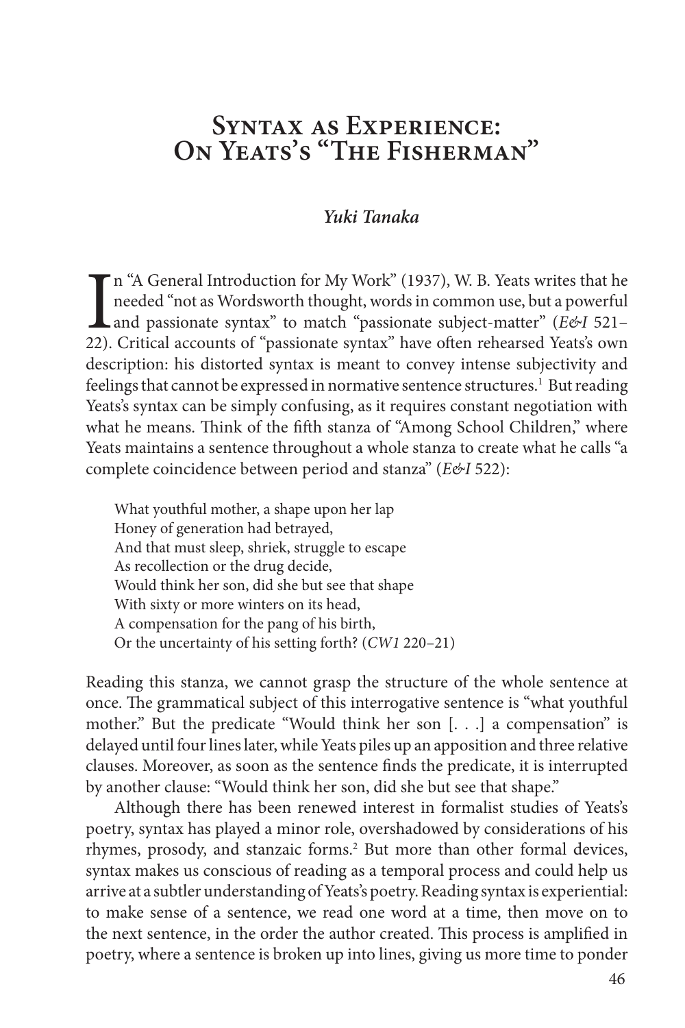# Syntax as Experience: On Yeats's "The Fisherman"

***Yuki Tanaka***

In "A General Introduction for My Work" (1937), W. B. Yeats writes that he needed "not as Wordsworth thought, words in common use, but a powerful and passionate syntax" to match "passionate subject-matter" (*E&I* 521–22). Critical accounts of "passionate syntax" have often rehearsed Yeats's own description: his distorted syntax is meant to convey intense subjectivity and feelings that cannot be expressed in normative sentence structures.[1] But reading Yeats's syntax can be simply confusing, as it requires constant negotiation with what he means. Think of the fifth stanza of "Among School Children," where Yeats maintains a sentence throughout a whole stanza to create what he calls "a complete coincidence between period and stanza" (*E&I* 522):

> What youthful mother, a shape upon her lap
> Honey of generation had betrayed,
> And that must sleep, shriek, struggle to escape
> As recollection or the drug decide,
> Would think her son, did she but see that shape
> With sixty or more winters on its head,
> A compensation for the pang of his birth,
> Or the uncertainty of his setting forth? (*CW1* 220–21)

Reading this stanza, we cannot grasp the structure of the whole sentence at once. The grammatical subject of this interrogative sentence is "what youthful mother." But the predicate "Would think her son [. . .] a compensation" is delayed until four lines later, while Yeats piles up an apposition and three relative clauses. Moreover, as soon as the sentence finds the predicate, it is interrupted by another clause: "Would think her son, did she but see that shape."

Although there has been renewed interest in formalist studies of Yeats's poetry, syntax has played a minor role, overshadowed by considerations of his rhymes, prosody, and stanzaic forms.[2] But more than other formal devices, syntax makes us conscious of reading as a temporal process and could help us arrive at a subtler understanding of Yeats's poetry. Reading syntax is experiential: to make sense of a sentence, we read one word at a time, then move on to the next sentence, in the order the author created. This process is amplified in poetry, where a sentence is broken up into lines, giving us more time to ponder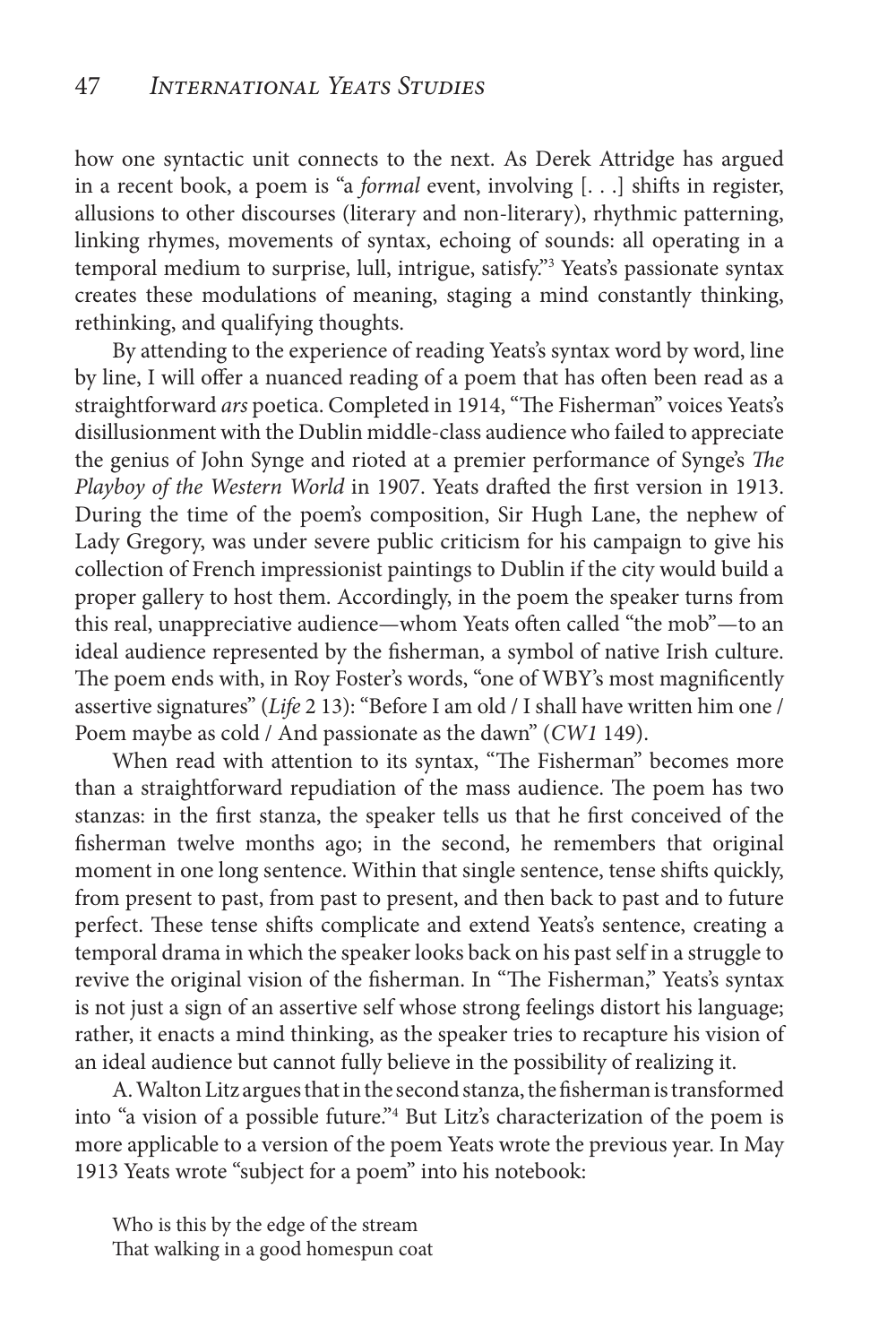how one syntactic unit connects to the next. As Derek Attridge has argued in a recent book, a poem is "a *formal* event, involving [. . .] shifts in register, allusions to other discourses (literary and non-literary), rhythmic patterning, linking rhymes, movements of syntax, echoing of sounds: all operating in a temporal medium to surprise, lull, intrigue, satisfy."[3] Yeats's passionate syntax creates these modulations of meaning, staging a mind constantly thinking, rethinking, and qualifying thoughts.

By attending to the experience of reading Yeats's syntax word by word, line by line, I will offer a nuanced reading of a poem that has often been read as a straightforward *ars* poetica. Completed in 1914, "The Fisherman" voices Yeats's disillusionment with the Dublin middle-class audience who failed to appreciate the genius of John Synge and rioted at a premier performance of Synge's *The Playboy of the Western World* in 1907. Yeats drafted the first version in 1913. During the time of the poem's composition, Sir Hugh Lane, the nephew of Lady Gregory, was under severe public criticism for his campaign to give his collection of French impressionist paintings to Dublin if the city would build a proper gallery to host them. Accordingly, in the poem the speaker turns from this real, unappreciative audience—whom Yeats often called "the mob"—to an ideal audience represented by the fisherman, a symbol of native Irish culture. The poem ends with, in Roy Foster's words, "one of WBY's most magnificently assertive signatures" (*Life* 2 13): "Before I am old / I shall have written him one / Poem maybe as cold / And passionate as the dawn" (*CW1* 149).

When read with attention to its syntax, "The Fisherman" becomes more than a straightforward repudiation of the mass audience. The poem has two stanzas: in the first stanza, the speaker tells us that he first conceived of the fisherman twelve months ago; in the second, he remembers that original moment in one long sentence. Within that single sentence, tense shifts quickly, from present to past, from past to present, and then back to past and to future perfect. These tense shifts complicate and extend Yeats's sentence, creating a temporal drama in which the speaker looks back on his past self in a struggle to revive the original vision of the fisherman. In "The Fisherman," Yeats's syntax is not just a sign of an assertive self whose strong feelings distort his language; rather, it enacts a mind thinking, as the speaker tries to recapture his vision of an ideal audience but cannot fully believe in the possibility of realizing it.

A. Walton Litz argues that in the second stanza, the fisherman is transformed into "a vision of a possible future."[4] But Litz's characterization of the poem is more applicable to a version of the poem Yeats wrote the previous year. In May 1913 Yeats wrote "subject for a poem" into his notebook:

> Who is this by the edge of the stream
> That walking in a good homespun coat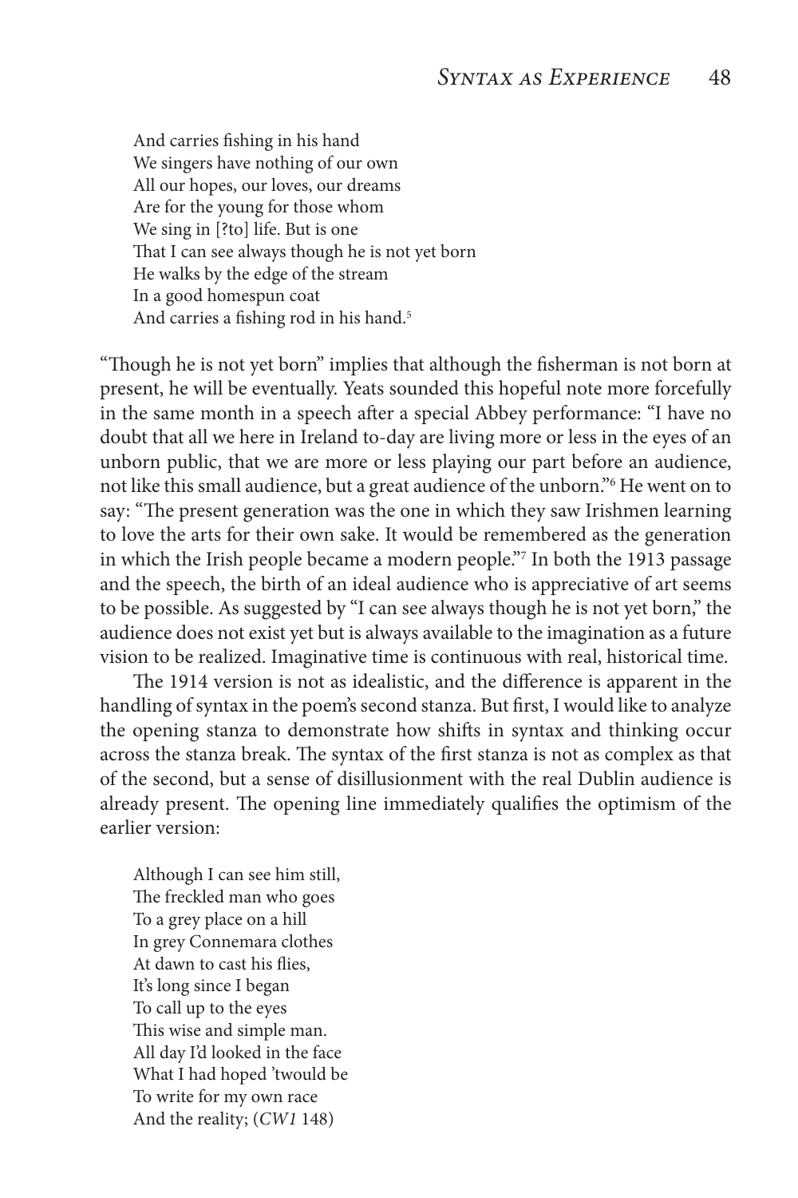> And carries fishing in his hand
> We singers have nothing of our own
> All our hopes, our loves, our dreams
> Are for the young for those whom
> We sing in [?to] life. But is one
> That I can see always though he is not yet born
> He walks by the edge of the stream
> In a good homespun coat
> And carries a fishing rod in his hand.[5]

"Though he is not yet born" implies that although the fisherman is not born at present, he will be eventually. Yeats sounded this hopeful note more forcefully in the same month in a speech after a special Abbey performance: "I have no doubt that all we here in Ireland to-day are living more or less in the eyes of an unborn public, that we are more or less playing our part before an audience, not like this small audience, but a great audience of the unborn."[6] He went on to say: "The present generation was the one in which they saw Irishmen learning to love the arts for their own sake. It would be remembered as the generation in which the Irish people became a modern people."[7] In both the 1913 passage and the speech, the birth of an ideal audience who is appreciative of art seems to be possible. As suggested by "I can see always though he is not yet born," the audience does not exist yet but is always available to the imagination as a future vision to be realized. Imaginative time is continuous with real, historical time.

The 1914 version is not as idealistic, and the difference is apparent in the handling of syntax in the poem's second stanza. But first, I would like to analyze the opening stanza to demonstrate how shifts in syntax and thinking occur across the stanza break. The syntax of the first stanza is not as complex as that of the second, but a sense of disillusionment with the real Dublin audience is already present. The opening line immediately qualifies the optimism of the earlier version:

> Although I can see him still,
> The freckled man who goes
> To a grey place on a hill
> In grey Connemara clothes
> At dawn to cast his flies,
> It's long since I began
> To call up to the eyes
> This wise and simple man.
> All day I'd looked in the face
> What I had hoped 'twould be
> To write for my own race
> And the reality; (*CW1* 148)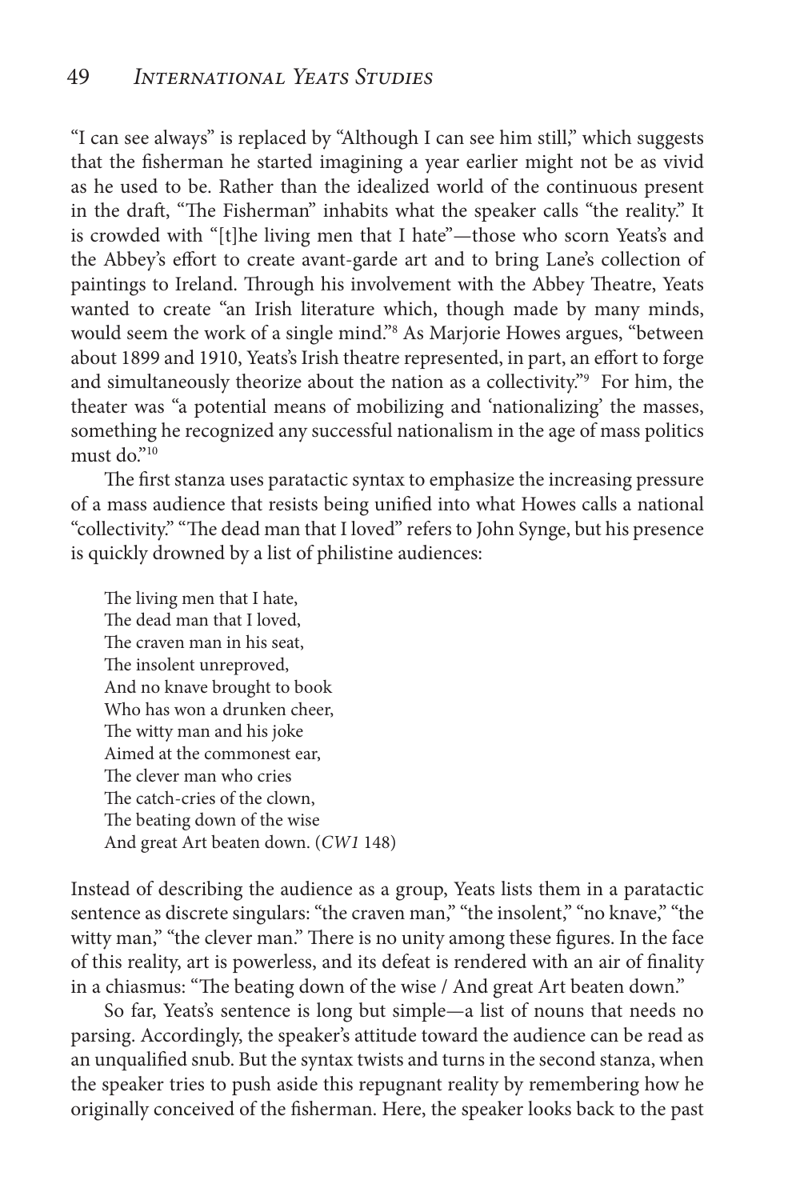"I can see always" is replaced by "Although I can see him still," which suggests that the fisherman he started imagining a year earlier might not be as vivid as he used to be. Rather than the idealized world of the continuous present in the draft, "The Fisherman" inhabits what the speaker calls "the reality." It is crowded with "[t]he living men that I hate"—those who scorn Yeats's and the Abbey's effort to create avant-garde art and to bring Lane's collection of paintings to Ireland. Through his involvement with the Abbey Theatre, Yeats wanted to create "an Irish literature which, though made by many minds, would seem the work of a single mind."[8] As Marjorie Howes argues, "between about 1899 and 1910, Yeats's Irish theatre represented, in part, an effort to forge and simultaneously theorize about the nation as a collectivity."[9] For him, the theater was "a potential means of mobilizing and 'nationalizing' the masses, something he recognized any successful nationalism in the age of mass politics must do."[10]

The first stanza uses paratactic syntax to emphasize the increasing pressure of a mass audience that resists being unified into what Howes calls a national "collectivity." "The dead man that I loved" refers to John Synge, but his presence is quickly drowned by a list of philistine audiences:

> The living men that I hate,
> The dead man that I loved,
> The craven man in his seat,
> The insolent unreproved,
> And no knave brought to book
> Who has won a drunken cheer,
> The witty man and his joke
> Aimed at the commonest ear,
> The clever man who cries
> The catch-cries of the clown,
> The beating down of the wise
> And great Art beaten down. (*CW1* 148)

Instead of describing the audience as a group, Yeats lists them in a paratactic sentence as discrete singulars: "the craven man," "the insolent," "no knave," "the witty man," "the clever man." There is no unity among these figures. In the face of this reality, art is powerless, and its defeat is rendered with an air of finality in a chiasmus: "The beating down of the wise / And great Art beaten down."

So far, Yeats's sentence is long but simple—a list of nouns that needs no parsing. Accordingly, the speaker's attitude toward the audience can be read as an unqualified snub. But the syntax twists and turns in the second stanza, when the speaker tries to push aside this repugnant reality by remembering how he originally conceived of the fisherman. Here, the speaker looks back to the past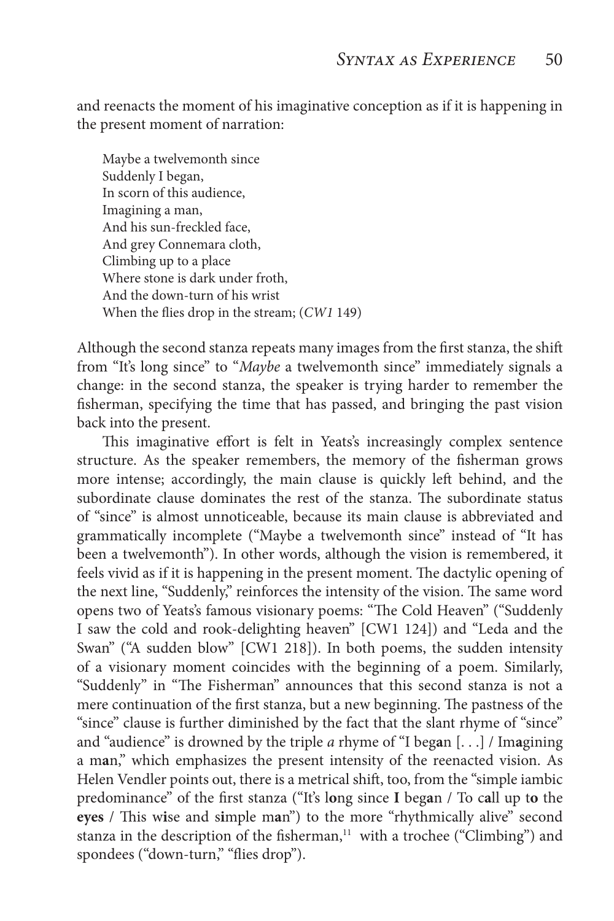and reenacts the moment of his imaginative conception as if it is happening in the present moment of narration:

> Maybe a twelvemonth since  
> Suddenly I began,  
> In scorn of this audience,  
> Imagining a man,  
> And his sun-freckled face,  
> And grey Connemara cloth,  
> Climbing up to a place  
> Where stone is dark under froth,  
> And the down-turn of his wrist  
> When the flies drop in the stream; (*CW1* 149)

Although the second stanza repeats many images from the first stanza, the shift from "It's long since" to "*Maybe* a twelvemonth since" immediately signals a change: in the second stanza, the speaker is trying harder to remember the fisherman, specifying the time that has passed, and bringing the past vision back into the present.

This imaginative effort is felt in Yeats's increasingly complex sentence structure. As the speaker remembers, the memory of the fisherman grows more intense; accordingly, the main clause is quickly left behind, and the subordinate clause dominates the rest of the stanza. The subordinate status of "since" is almost unnoticeable, because its main clause is abbreviated and grammatically incomplete ("Maybe a twelvemonth since" instead of "It has been a twelvemonth"). In other words, although the vision is remembered, it feels vivid as if it is happening in the present moment. The dactylic opening of the next line, "Suddenly," reinforces the intensity of the vision. The same word opens two of Yeats's famous visionary poems: "The Cold Heaven" ("Suddenly I saw the cold and rook-delighting heaven" [CW1 124]) and "Leda and the Swan" ("A sudden blow" [CW1 218]). In both poems, the sudden intensity of a visionary moment coincides with the beginning of a poem. Similarly, "Suddenly" in "The Fisherman" announces that this second stanza is not a mere continuation of the first stanza, but a new beginning. The pastness of the "since" clause is further diminished by the fact that the slant rhyme of "since" and "audience" is drowned by the triple *a* rhyme of "I beg**a**n [. . .] / Im**a**gining a m**a**n," which emphasizes the present intensity of the reenacted vision. As Helen Vendler points out, there is a metrical shift, too, from the "simple iambic predominance" of the first stanza ("It's l**o**ng since **I** beg**a**n / To c**a**ll up t**o** the **eyes** / This w**i**se and s**i**mple m**a**n") to the more "rhythmically alive" second stanza in the description of the fisherman,[11] with a trochee ("Climbing") and spondees ("down-turn," "flies drop").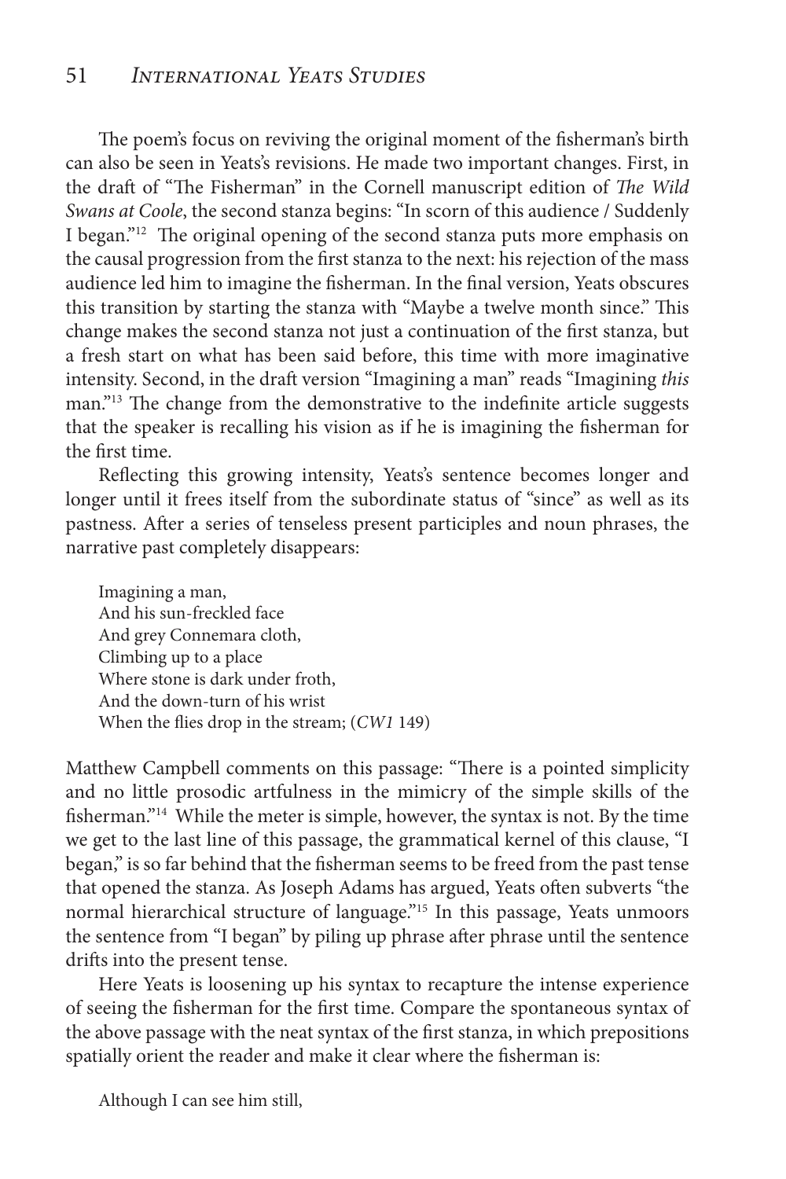The poem's focus on reviving the original moment of the fisherman's birth can also be seen in Yeats's revisions. He made two important changes. First, in the draft of "The Fisherman" in the Cornell manuscript edition of *The Wild Swans at Coole*, the second stanza begins: "In scorn of this audience / Suddenly I began."[12] The original opening of the second stanza puts more emphasis on the causal progression from the first stanza to the next: his rejection of the mass audience led him to imagine the fisherman. In the final version, Yeats obscures this transition by starting the stanza with "Maybe a twelve month since." This change makes the second stanza not just a continuation of the first stanza, but a fresh start on what has been said before, this time with more imaginative intensity. Second, in the draft version "Imagining a man" reads "Imagining *this* man."[13] The change from the demonstrative to the indefinite article suggests that the speaker is recalling his vision as if he is imagining the fisherman for the first time.

Reflecting this growing intensity, Yeats's sentence becomes longer and longer until it frees itself from the subordinate status of "since" as well as its pastness. After a series of tenseless present participles and noun phrases, the narrative past completely disappears:

> Imagining a man,
> And his sun-freckled face
> And grey Connemara cloth,
> Climbing up to a place
> Where stone is dark under froth,
> And the down-turn of his wrist
> When the flies drop in the stream; (*CW1* 149)

Matthew Campbell comments on this passage: "There is a pointed simplicity and no little prosodic artfulness in the mimicry of the simple skills of the fisherman."[14] While the meter is simple, however, the syntax is not. By the time we get to the last line of this passage, the grammatical kernel of this clause, "I began," is so far behind that the fisherman seems to be freed from the past tense that opened the stanza. As Joseph Adams has argued, Yeats often subverts "the normal hierarchical structure of language."[15] In this passage, Yeats unmoors the sentence from "I began" by piling up phrase after phrase until the sentence drifts into the present tense.

Here Yeats is loosening up his syntax to recapture the intense experience of seeing the fisherman for the first time. Compare the spontaneous syntax of the above passage with the neat syntax of the first stanza, in which prepositions spatially orient the reader and make it clear where the fisherman is:

> Although I can see him still,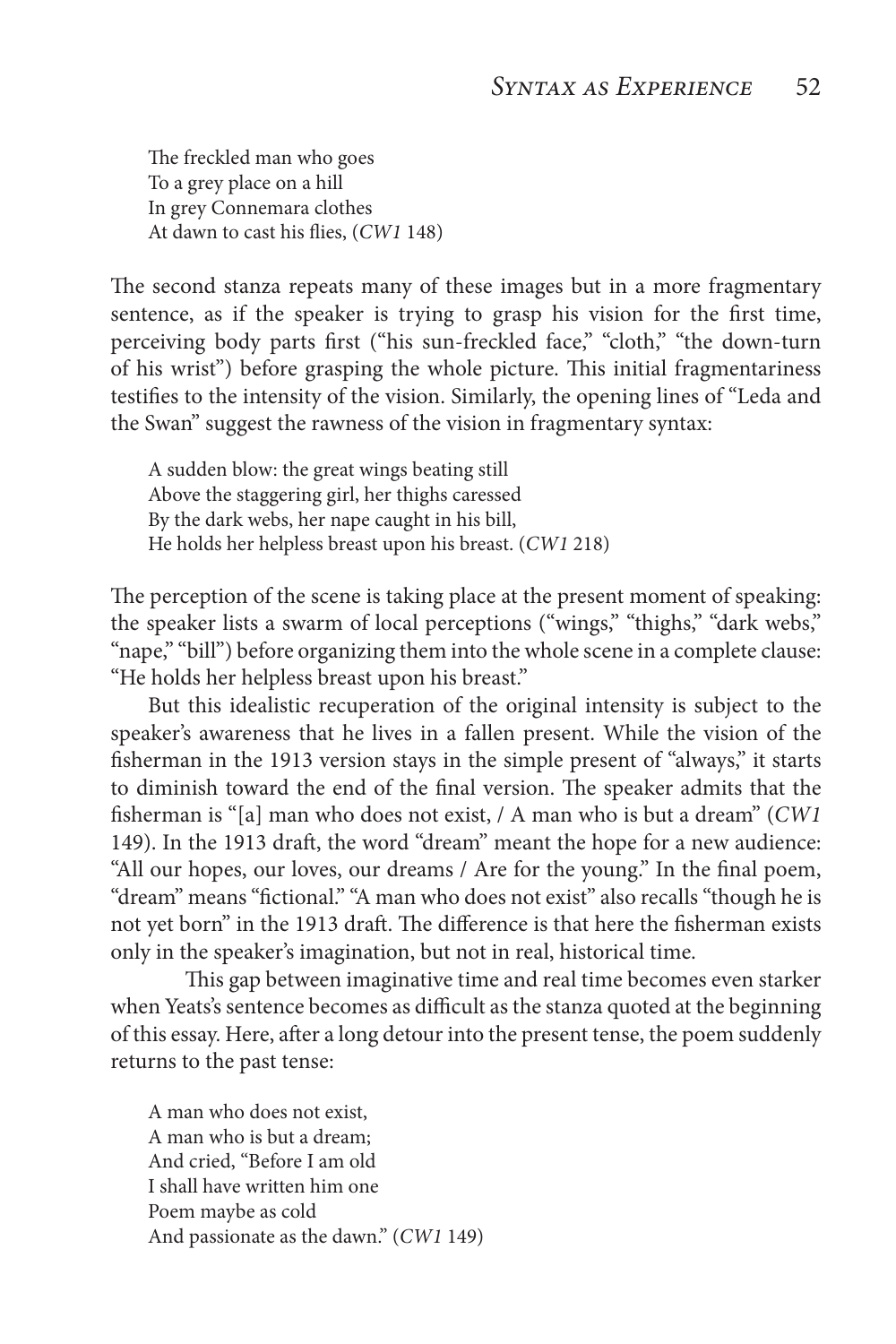> The freckled man who goes  
> To a grey place on a hill  
> In grey Connemara clothes  
> At dawn to cast his flies, (*CW1* 148)

The second stanza repeats many of these images but in a more fragmentary sentence, as if the speaker is trying to grasp his vision for the first time, perceiving body parts first ("his sun-freckled face," "cloth," "the down-turn of his wrist") before grasping the whole picture. This initial fragmentariness testifies to the intensity of the vision. Similarly, the opening lines of "Leda and the Swan" suggest the rawness of the vision in fragmentary syntax:

> A sudden blow: the great wings beating still  
> Above the staggering girl, her thighs caressed  
> By the dark webs, her nape caught in his bill,  
> He holds her helpless breast upon his breast. (*CW1* 218)

The perception of the scene is taking place at the present moment of speaking: the speaker lists a swarm of local perceptions ("wings," "thighs," "dark webs," "nape," "bill") before organizing them into the whole scene in a complete clause: "He holds her helpless breast upon his breast."

But this idealistic recuperation of the original intensity is subject to the speaker's awareness that he lives in a fallen present. While the vision of the fisherman in the 1913 version stays in the simple present of "always," it starts to diminish toward the end of the final version. The speaker admits that the fisherman is "[a] man who does not exist, / A man who is but a dream" (*CW1* 149). In the 1913 draft, the word "dream" meant the hope for a new audience: "All our hopes, our loves, our dreams / Are for the young." In the final poem, "dream" means "fictional." "A man who does not exist" also recalls "though he is not yet born" in the 1913 draft. The difference is that here the fisherman exists only in the speaker's imagination, but not in real, historical time.

This gap between imaginative time and real time becomes even starker when Yeats's sentence becomes as difficult as the stanza quoted at the beginning of this essay. Here, after a long detour into the present tense, the poem suddenly returns to the past tense:

> A man who does not exist,  
> A man who is but a dream;  
> And cried, "Before I am old  
> I shall have written him one  
> Poem maybe as cold  
> And passionate as the dawn." (*CW1* 149)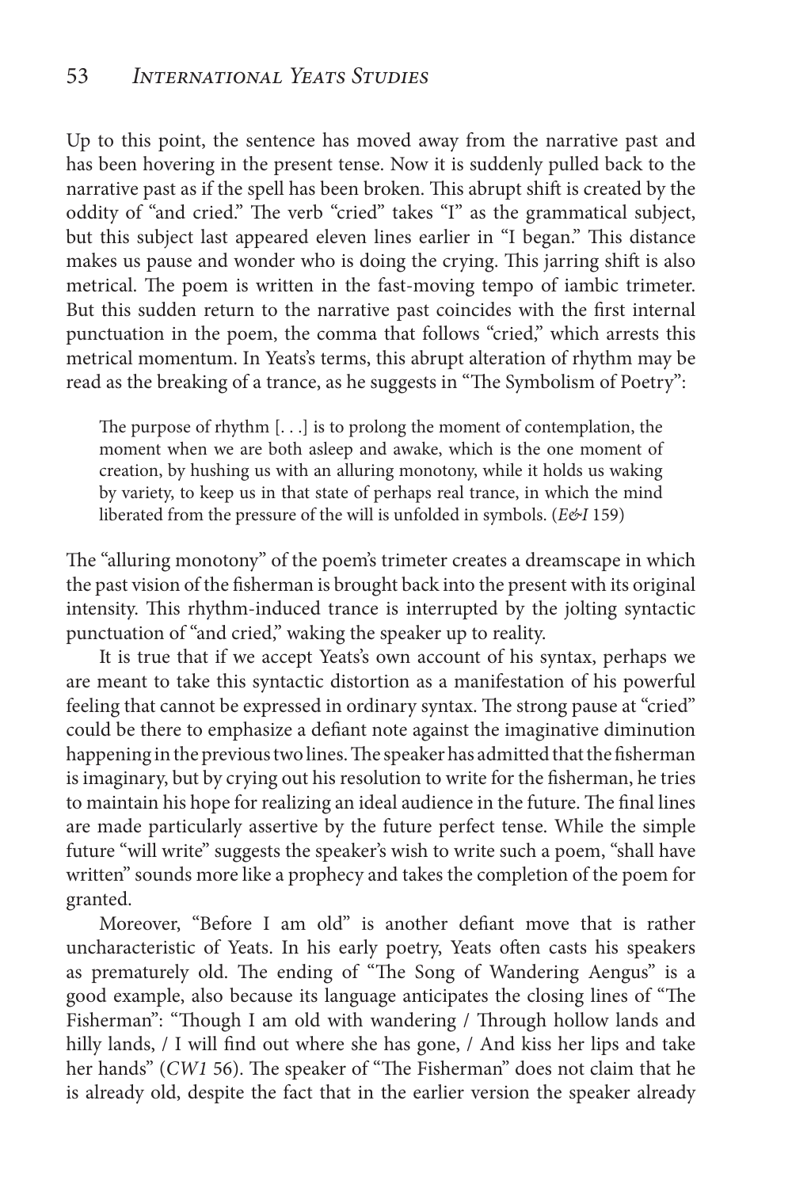Up to this point, the sentence has moved away from the narrative past and has been hovering in the present tense. Now it is suddenly pulled back to the narrative past as if the spell has been broken. This abrupt shift is created by the oddity of "and cried." The verb "cried" takes "I" as the grammatical subject, but this subject last appeared eleven lines earlier in "I began." This distance makes us pause and wonder who is doing the crying. This jarring shift is also metrical. The poem is written in the fast-moving tempo of iambic trimeter. But this sudden return to the narrative past coincides with the first internal punctuation in the poem, the comma that follows "cried," which arrests this metrical momentum. In Yeats's terms, this abrupt alteration of rhythm may be read as the breaking of a trance, as he suggests in "The Symbolism of Poetry":

> The purpose of rhythm [. . .] is to prolong the moment of contemplation, the moment when we are both asleep and awake, which is the one moment of creation, by hushing us with an alluring monotony, while it holds us waking by variety, to keep us in that state of perhaps real trance, in which the mind liberated from the pressure of the will is unfolded in symbols. (*E&I* 159)

The "alluring monotony" of the poem's trimeter creates a dreamscape in which the past vision of the fisherman is brought back into the present with its original intensity. This rhythm-induced trance is interrupted by the jolting syntactic punctuation of "and cried," waking the speaker up to reality.

It is true that if we accept Yeats's own account of his syntax, perhaps we are meant to take this syntactic distortion as a manifestation of his powerful feeling that cannot be expressed in ordinary syntax. The strong pause at "cried" could be there to emphasize a defiant note against the imaginative diminution happening in the previous two lines. The speaker has admitted that the fisherman is imaginary, but by crying out his resolution to write for the fisherman, he tries to maintain his hope for realizing an ideal audience in the future. The final lines are made particularly assertive by the future perfect tense. While the simple future "will write" suggests the speaker's wish to write such a poem, "shall have written" sounds more like a prophecy and takes the completion of the poem for granted.

Moreover, "Before I am old" is another defiant move that is rather uncharacteristic of Yeats. In his early poetry, Yeats often casts his speakers as prematurely old. The ending of "The Song of Wandering Aengus" is a good example, also because its language anticipates the closing lines of "The Fisherman": "Though I am old with wandering / Through hollow lands and hilly lands, / I will find out where she has gone, / And kiss her lips and take her hands" (*CW1* 56). The speaker of "The Fisherman" does not claim that he is already old, despite the fact that in the earlier version the speaker already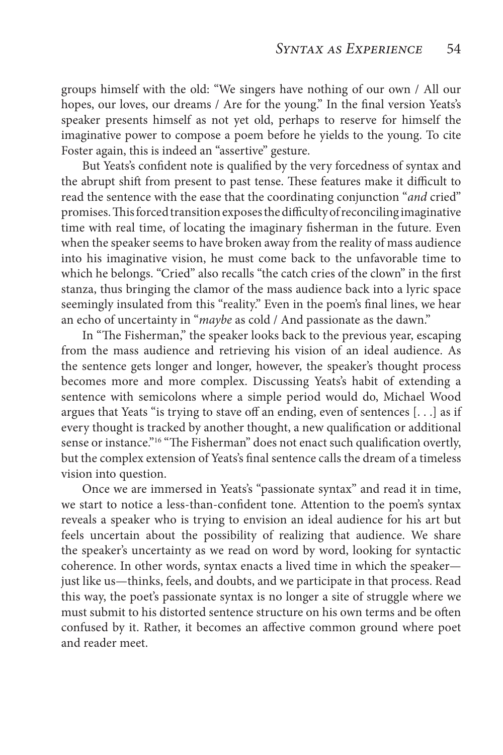groups himself with the old: "We singers have nothing of our own / All our hopes, our loves, our dreams / Are for the young." In the final version Yeats's speaker presents himself as not yet old, perhaps to reserve for himself the imaginative power to compose a poem before he yields to the young. To cite Foster again, this is indeed an "assertive" gesture.

But Yeats's confident note is qualified by the very forcedness of syntax and the abrupt shift from present to past tense. These features make it difficult to read the sentence with the ease that the coordinating conjunction "*and* cried" promises. This forced transition exposes the difficulty of reconciling imaginative time with real time, of locating the imaginary fisherman in the future. Even when the speaker seems to have broken away from the reality of mass audience into his imaginative vision, he must come back to the unfavorable time to which he belongs. "Cried" also recalls "the catch cries of the clown" in the first stanza, thus bringing the clamor of the mass audience back into a lyric space seemingly insulated from this "reality." Even in the poem's final lines, we hear an echo of uncertainty in "*maybe* as cold / And passionate as the dawn."

In "The Fisherman," the speaker looks back to the previous year, escaping from the mass audience and retrieving his vision of an ideal audience. As the sentence gets longer and longer, however, the speaker's thought process becomes more and more complex. Discussing Yeats's habit of extending a sentence with semicolons where a simple period would do, Michael Wood argues that Yeats "is trying to stave off an ending, even of sentences [. . .] as if every thought is tracked by another thought, a new qualification or additional sense or instance."[16] "The Fisherman" does not enact such qualification overtly, but the complex extension of Yeats's final sentence calls the dream of a timeless vision into question.

Once we are immersed in Yeats's "passionate syntax" and read it in time, we start to notice a less-than-confident tone. Attention to the poem's syntax reveals a speaker who is trying to envision an ideal audience for his art but feels uncertain about the possibility of realizing that audience. We share the speaker's uncertainty as we read on word by word, looking for syntactic coherence. In other words, syntax enacts a lived time in which the speaker—just like us—thinks, feels, and doubts, and we participate in that process. Read this way, the poet's passionate syntax is no longer a site of struggle where we must submit to his distorted sentence structure on his own terms and be often confused by it. Rather, it becomes an affective common ground where poet and reader meet.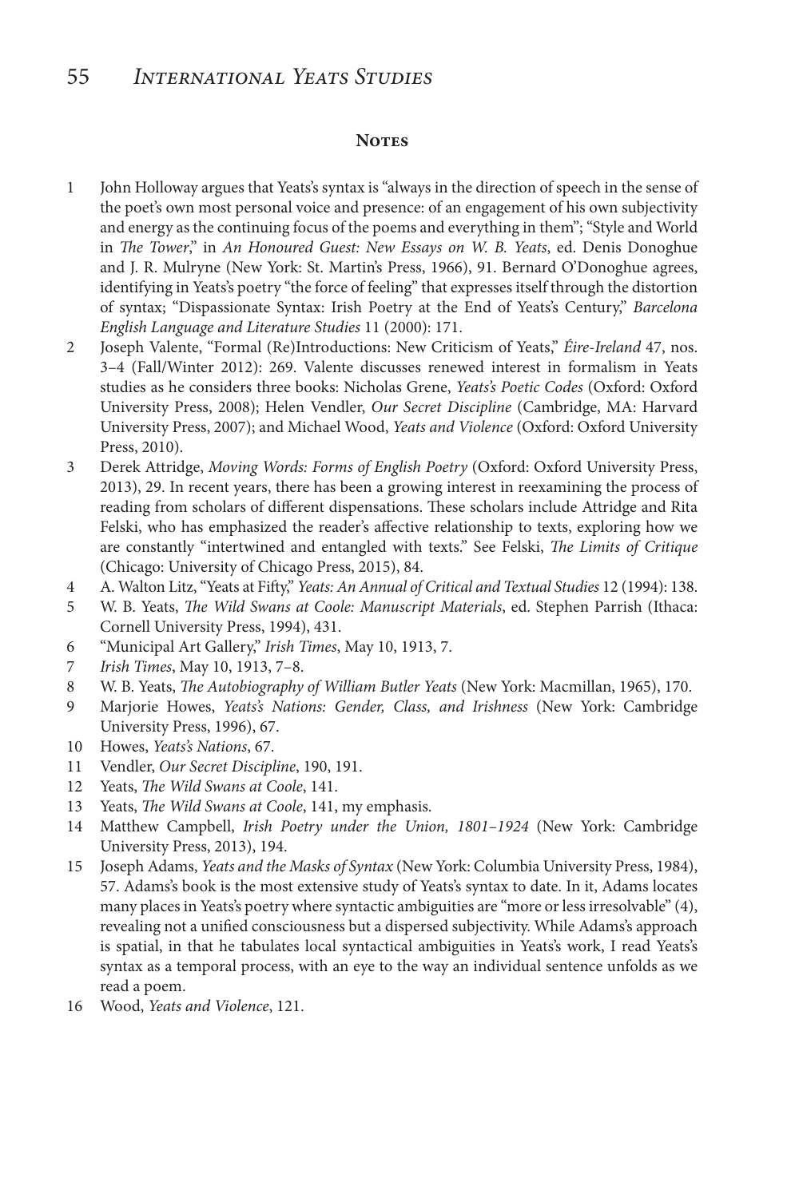## Notes

1. John Holloway argues that Yeats's syntax is "always in the direction of speech in the sense of the poet's own most personal voice and presence: of an engagement of his own subjectivity and energy as the continuing focus of the poems and everything in them"; "Style and World in *The Tower*," in *An Honoured Guest: New Essays on W. B. Yeats*, ed. Denis Donoghue and J. R. Mulryne (New York: St. Martin's Press, 1966), 91. Bernard O'Donoghue agrees, identifying in Yeats's poetry "the force of feeling" that expresses itself through the distortion of syntax; "Dispassionate Syntax: Irish Poetry at the End of Yeats's Century," *Barcelona English Language and Literature Studies* 11 (2000): 171.
2. Joseph Valente, "Formal (Re)Introductions: New Criticism of Yeats," *Éire-Ireland* 47, nos. 3–4 (Fall/Winter 2012): 269. Valente discusses renewed interest in formalism in Yeats studies as he considers three books: Nicholas Grene, *Yeats's Poetic Codes* (Oxford: Oxford University Press, 2008); Helen Vendler, *Our Secret Discipline* (Cambridge, MA: Harvard University Press, 2007); and Michael Wood, *Yeats and Violence* (Oxford: Oxford University Press, 2010).
3. Derek Attridge, *Moving Words: Forms of English Poetry* (Oxford: Oxford University Press, 2013), 29. In recent years, there has been a growing interest in reexamining the process of reading from scholars of different dispensations. These scholars include Attridge and Rita Felski, who has emphasized the reader's affective relationship to texts, exploring how we are constantly "intertwined and entangled with texts." See Felski, *The Limits of Critique* (Chicago: University of Chicago Press, 2015), 84.
4. A. Walton Litz, "Yeats at Fifty," *Yeats: An Annual of Critical and Textual Studies* 12 (1994): 138.
5. W. B. Yeats, *The Wild Swans at Coole: Manuscript Materials*, ed. Stephen Parrish (Ithaca: Cornell University Press, 1994), 431.
6. "Municipal Art Gallery," *Irish Times*, May 10, 1913, 7.
7. *Irish Times*, May 10, 1913, 7–8.
8. W. B. Yeats, *The Autobiography of William Butler Yeats* (New York: Macmillan, 1965), 170.
9. Marjorie Howes, *Yeats's Nations: Gender, Class, and Irishness* (New York: Cambridge University Press, 1996), 67.
10. Howes, *Yeats's Nations*, 67.
11. Vendler, *Our Secret Discipline*, 190, 191.
12. Yeats, *The Wild Swans at Coole*, 141.
13. Yeats, *The Wild Swans at Coole*, 141, my emphasis.
14. Matthew Campbell, *Irish Poetry under the Union, 1801–1924* (New York: Cambridge University Press, 2013), 194.
15. Joseph Adams, *Yeats and the Masks of Syntax* (New York: Columbia University Press, 1984), 57. Adams's book is the most extensive study of Yeats's syntax to date. In it, Adams locates many places in Yeats's poetry where syntactic ambiguities are "more or less irresolvable" (4), revealing not a unified consciousness but a dispersed subjectivity. While Adams's approach is spatial, in that he tabulates local syntactical ambiguities in Yeats's work, I read Yeats's syntax as a temporal process, with an eye to the way an individual sentence unfolds as we read a poem.
16. Wood, *Yeats and Violence*, 121.